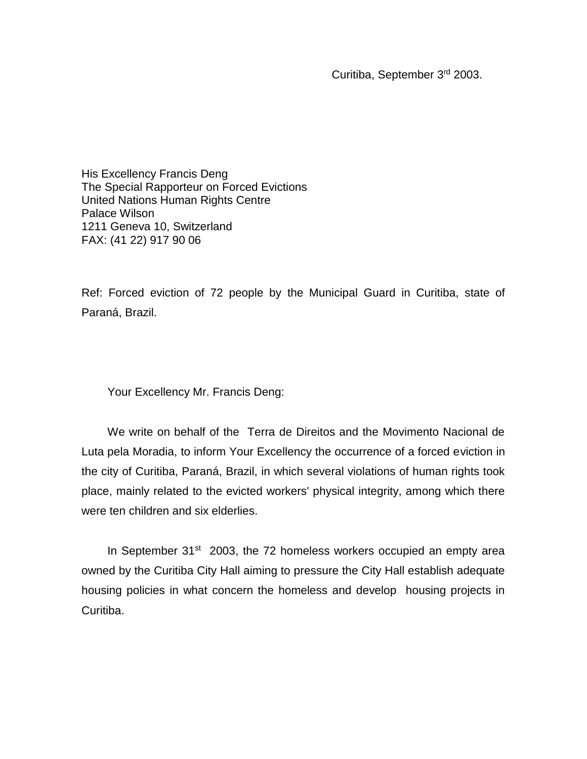Curitiba, September 3rd 2003.

His Excellency Francis Deng
The Special Rapporteur on Forced Evictions
United Nations Human Rights Centre
Palace Wilson
1211 Geneva 10, Switzerland
FAX: (41 22) 917 90 06

Ref: Forced eviction of 72 people by the Municipal Guard in Curitiba, state of Paraná, Brazil.

Your Excellency Mr. Francis Deng:

We write on behalf of the Terra de Direitos and the Movimento Nacional de Luta pela Moradia, to inform Your Excellency the occurrence of a forced eviction in the city of Curitiba, Paraná, Brazil, in which several violations of human rights took place, mainly related to the evicted workers' physical integrity, among which there were ten children and six elderlies.

In September 31st 2003, the 72 homeless workers occupied an empty area owned by the Curitiba City Hall aiming to pressure the City Hall establish adequate housing policies in what concern the homeless and develop housing projects in Curitiba.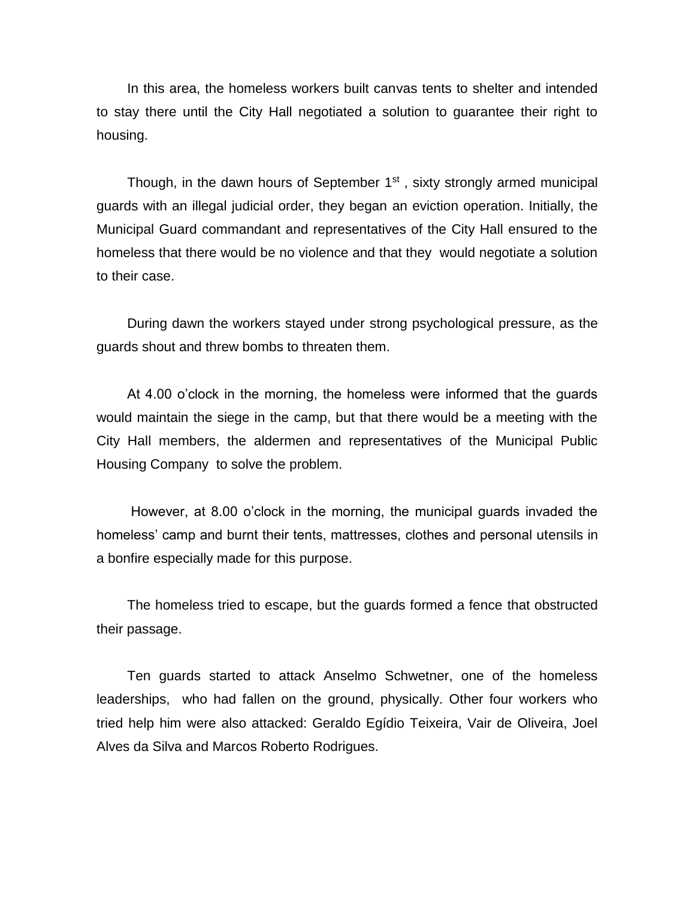In this area, the homeless workers built canvas tents to shelter and intended to stay there until the City Hall negotiated a solution to guarantee their right to housing.

Though, in the dawn hours of September 1st , sixty strongly armed municipal guards with an illegal judicial order, they began an eviction operation. Initially, the Municipal Guard commandant and representatives of the City Hall ensured to the homeless that there would be no violence and that they would negotiate a solution to their case.

During dawn the workers stayed under strong psychological pressure, as the guards shout and threw bombs to threaten them.

At 4.00 o'clock in the morning, the homeless were informed that the guards would maintain the siege in the camp, but that there would be a meeting with the City Hall members, the aldermen and representatives of the Municipal Public Housing Company to solve the problem.

However, at 8.00 o'clock in the morning, the municipal guards invaded the homeless' camp and burnt their tents, mattresses, clothes and personal utensils in a bonfire especially made for this purpose.

The homeless tried to escape, but the guards formed a fence that obstructed their passage.

Ten guards started to attack Anselmo Schwetner, one of the homeless leaderships, who had fallen on the ground, physically. Other four workers who tried help him were also attacked: Geraldo Egídio Teixeira, Vair de Oliveira, Joel Alves da Silva and Marcos Roberto Rodrigues.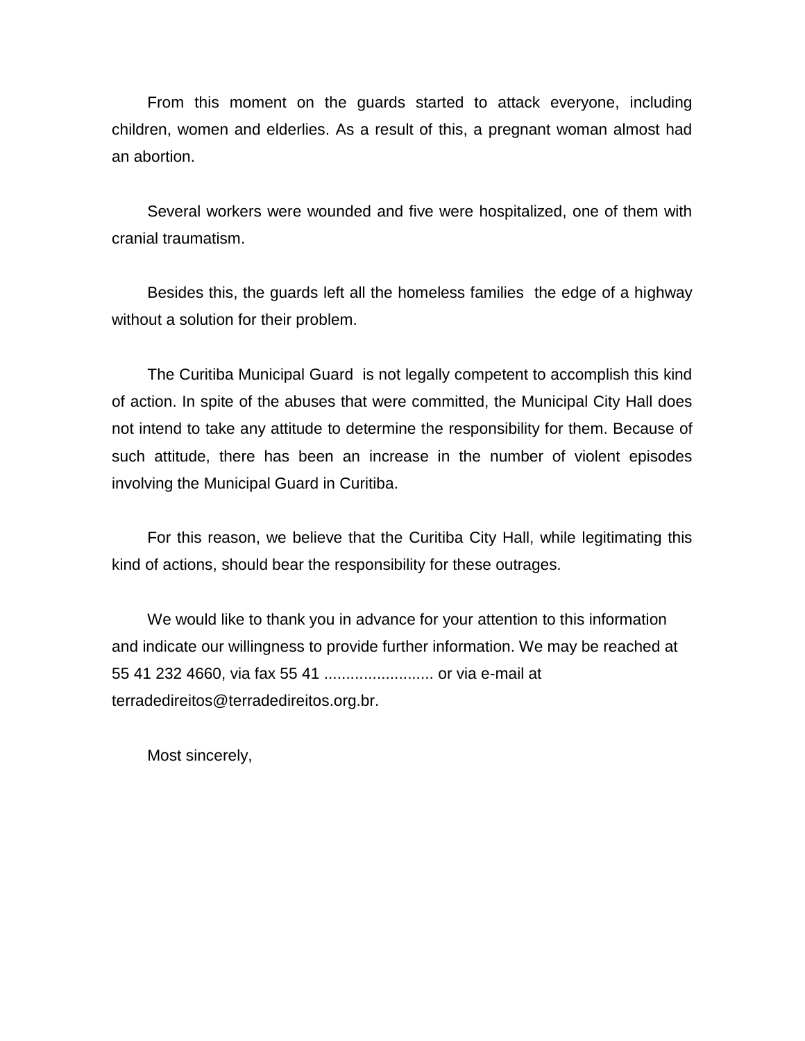From this moment on the guards started to attack everyone, including children, women and elderlies. As a result of this, a pregnant woman almost had an abortion.

Several workers were wounded and five were hospitalized, one of them with cranial traumatism.

Besides this, the guards left all the homeless families  the edge of a highway without a solution for their problem.

The Curitiba Municipal Guard  is not legally competent to accomplish this kind of action. In spite of the abuses that were committed, the Municipal City Hall does not intend to take any attitude to determine the responsibility for them. Because of such attitude, there has been an increase in the number of violent episodes involving the Municipal Guard in Curitiba.

For this reason, we believe that the Curitiba City Hall, while legitimating this kind of actions, should bear the responsibility for these outrages.

We would like to thank you in advance for your attention to this information and indicate our willingness to provide further information. We may be reached at 55 41 232 4660, via fax 55 41 ......................... or via e-mail at terradedireitos@terradedireitos.org.br.

Most sincerely,